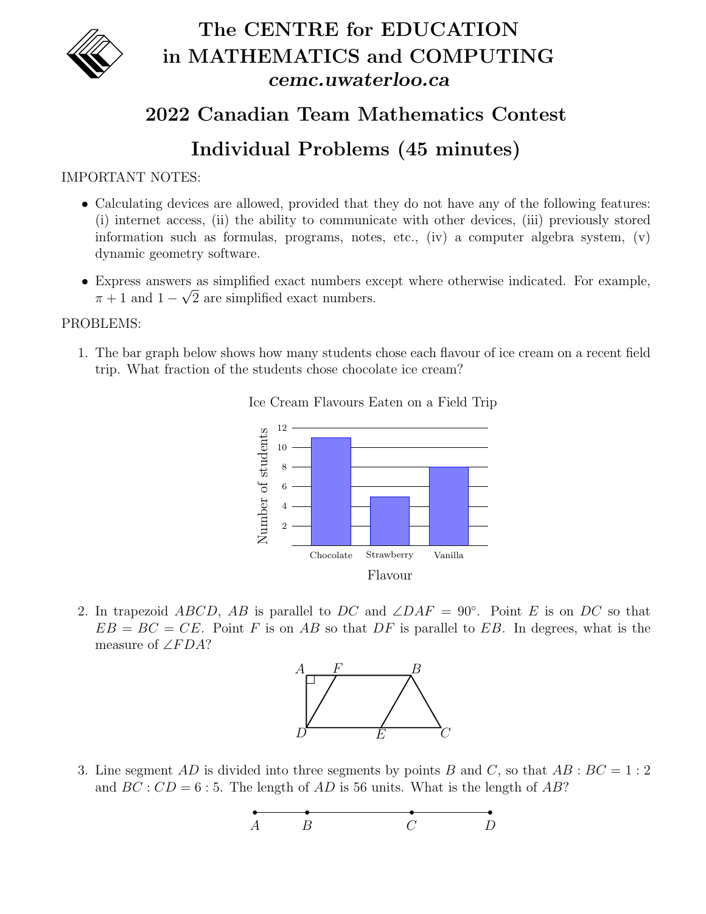# The CENTRE for EDUCATION in MATHEMATICS and COMPUTING

***cemc.uwaterloo.ca***

## 2022 Canadian Team Mathematics Contest

## Individual Problems (45 minutes)

IMPORTANT NOTES:

- Calculating devices are allowed, provided that they do not have any of the following features: (i) internet access, (ii) the ability to communicate with other devices, (iii) previously stored information such as formulas, programs, notes, etc., (iv) a computer algebra system, (v) dynamic geometry software.
- Express answers as simplified exact numbers except where otherwise indicated. For example, $\pi + 1$ and $1 - \sqrt{2}$ are simplified exact numbers.

PROBLEMS:

1. The bar graph below shows how many students chose each flavour of ice cream on a recent field trip. What fraction of the students chose chocolate ice cream?

   Ice Cream Flavours Eaten on a Field Trip

   | Flavour | Number of students |
   | --- | --- |
   | Chocolate | 11 |
   | Strawberry | 5 |
   | Vanilla | 8 |

2. In trapezoid $ABCD$, $AB$ is parallel to $DC$ and $\angle DAF = 90^\circ$. Point $E$ is on $DC$ so that $EB = BC = CE$. Point $F$ is on $AB$ so that $DF$ is parallel to $EB$. In degrees, what is the measure of $\angle FDA$?

3. Line segment $AD$ is divided into three segments by points $B$ and $C$, so that $AB : BC = 1 : 2$ and $BC : CD = 6 : 5$. The length of $AD$ is 56 units. What is the length of $AB$?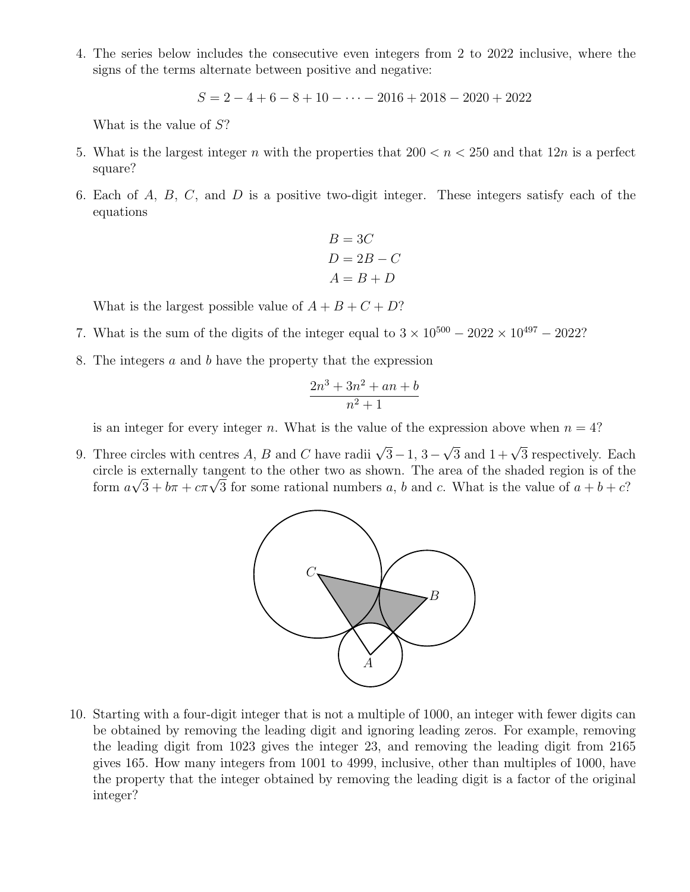4. The series below includes the consecutive even integers from 2 to 2022 inclusive, where the signs of the terms alternate between positive and negative:

$$S = 2 - 4 + 6 - 8 + 10 - \cdots - 2016 + 2018 - 2020 + 2022$$

What is the value of $S$?

5. What is the largest integer $n$ with the properties that $200 < n < 250$ and that $12n$ is a perfect square?

6. Each of $A$, $B$, $C$, and $D$ is a positive two-digit integer. These integers satisfy each of the equations

$$B = 3C$$
$$D = 2B - C$$
$$A = B + D$$

What is the largest possible value of $A + B + C + D$?

7. What is the sum of the digits of the integer equal to $3 \times 10^{500} - 2022 \times 10^{497} - 2022$?

8. The integers $a$ and $b$ have the property that the expression

$$\frac{2n^3 + 3n^2 + an + b}{n^2 + 1}$$

is an integer for every integer $n$. What is the value of the expression above when $n = 4$?

9. Three circles with centres $A$, $B$ and $C$ have radii $\sqrt{3} - 1$, $3 - \sqrt{3}$ and $1 + \sqrt{3}$ respectively. Each circle is externally tangent to the other two as shown. The area of the shaded region is of the form $a\sqrt{3} + b\pi + c\pi\sqrt{3}$ for some rational numbers $a$, $b$ and $c$. What is the value of $a + b + c$?

C

B

A

10. Starting with a four-digit integer that is not a multiple of 1000, an integer with fewer digits can be obtained by removing the leading digit and ignoring leading zeros. For example, removing the leading digit from 1023 gives the integer 23, and removing the leading digit from 2165 gives 165. How many integers from 1001 to 4999, inclusive, other than multiples of 1000, have the property that the integer obtained by removing the leading digit is a factor of the original integer?